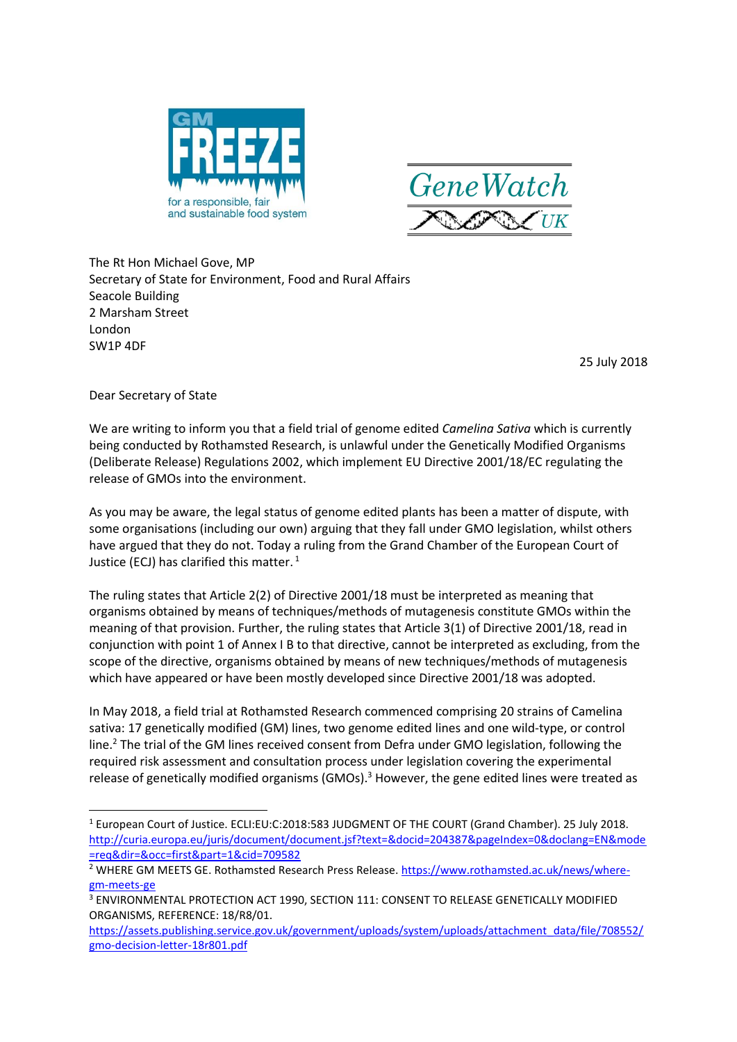GM FREEZE
for a responsible, fair and sustainable food system

GeneWatch UK

The Rt Hon Michael Gove, MP
Secretary of State for Environment, Food and Rural Affairs
Seacole Building
2 Marsham Street
London
SW1P 4DF

25 July 2018

Dear Secretary of State

We are writing to inform you that a field trial of genome edited *Camelina Sativa* which is currently being conducted by Rothamsted Research, is unlawful under the Genetically Modified Organisms (Deliberate Release) Regulations 2002, which implement EU Directive 2001/18/EC regulating the release of GMOs into the environment.

As you may be aware, the legal status of genome edited plants has been a matter of dispute, with some organisations (including our own) arguing that they fall under GMO legislation, whilst others have argued that they do not. Today a ruling from the Grand Chamber of the European Court of Justice (ECJ) has clarified this matter.[1]

The ruling states that Article 2(2) of Directive 2001/18 must be interpreted as meaning that organisms obtained by means of techniques/methods of mutagenesis constitute GMOs within the meaning of that provision. Further, the ruling states that Article 3(1) of Directive 2001/18, read in conjunction with point 1 of Annex I B to that directive, cannot be interpreted as excluding, from the scope of the directive, organisms obtained by means of new techniques/methods of mutagenesis which have appeared or have been mostly developed since Directive 2001/18 was adopted.

In May 2018, a field trial at Rothamsted Research commenced comprising 20 strains of Camelina sativa: 17 genetically modified (GM) lines, two genome edited lines and one wild-type, or control line.[2] The trial of the GM lines received consent from Defra under GMO legislation, following the required risk assessment and consultation process under legislation covering the experimental release of genetically modified organisms (GMOs).[3] However, the gene edited lines were treated as

---

[1] European Court of Justice. ECLI:EU:C:2018:583 JUDGMENT OF THE COURT (Grand Chamber). 25 July 2018. http://curia.europa.eu/juris/document/document.jsf?text=&docid=204387&pageIndex=0&doclang=EN&mode=req&dir=&occ=first&part=1&cid=709582

[2] WHERE GM MEETS GE. Rothamsted Research Press Release. https://www.rothamsted.ac.uk/news/where-gm-meets-ge

[3] ENVIRONMENTAL PROTECTION ACT 1990, SECTION 111: CONSENT TO RELEASE GENETICALLY MODIFIED ORGANISMS, REFERENCE: 18/R8/01. https://assets.publishing.service.gov.uk/government/uploads/system/uploads/attachment_data/file/708552/gmo-decision-letter-18r801.pdf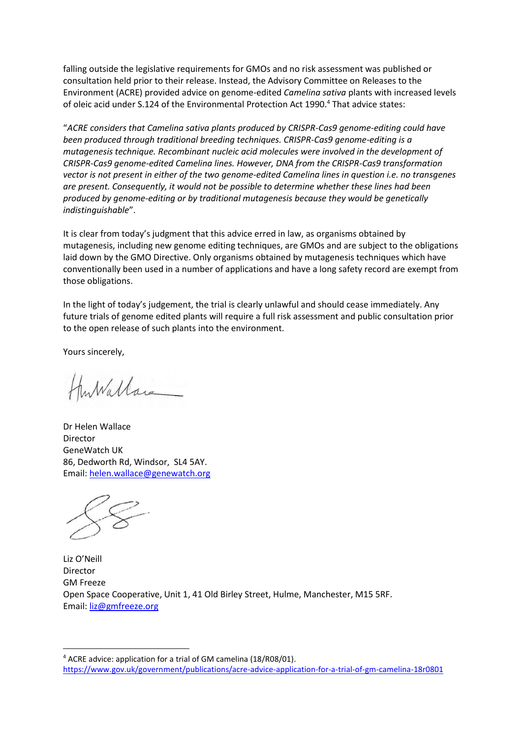falling outside the legislative requirements for GMOs and no risk assessment was published or consultation held prior to their release. Instead, the Advisory Committee on Releases to the Environment (ACRE) provided advice on genome-edited *Camelina sativa* plants with increased levels of oleic acid under S.124 of the Environmental Protection Act 1990.[4] That advice states:

"*ACRE considers that Camelina sativa plants produced by CRISPR-Cas9 genome-editing could have been produced through traditional breeding techniques. CRISPR-Cas9 genome-editing is a mutagenesis technique. Recombinant nucleic acid molecules were involved in the development of CRISPR-Cas9 genome-edited Camelina lines. However, DNA from the CRISPR-Cas9 transformation vector is not present in either of the two genome-edited Camelina lines in question i.e. no transgenes are present. Consequently, it would not be possible to determine whether these lines had been produced by genome-editing or by traditional mutagenesis because they would be genetically indistinguishable*".

It is clear from today's judgment that this advice erred in law, as organisms obtained by mutagenesis, including new genome editing techniques, are GMOs and are subject to the obligations laid down by the GMO Directive. Only organisms obtained by mutagenesis techniques which have conventionally been used in a number of applications and have a long safety record are exempt from those obligations.

In the light of today's judgement, the trial is clearly unlawful and should cease immediately. Any future trials of genome edited plants will require a full risk assessment and public consultation prior to the open release of such plants into the environment.

Yours sincerely,

Dr Helen Wallace
Director
GeneWatch UK
86, Dedworth Rd, Windsor, SL4 5AY.
Email: helen.wallace@genewatch.org

Liz O'Neill
Director
GM Freeze
Open Space Cooperative, Unit 1, 41 Old Birley Street, Hulme, Manchester, M15 5RF.
Email: liz@gmfreeze.org

---

[4] ACRE advice: application for a trial of GM camelina (18/R08/01).
https://www.gov.uk/government/publications/acre-advice-application-for-a-trial-of-gm-camelina-18r0801